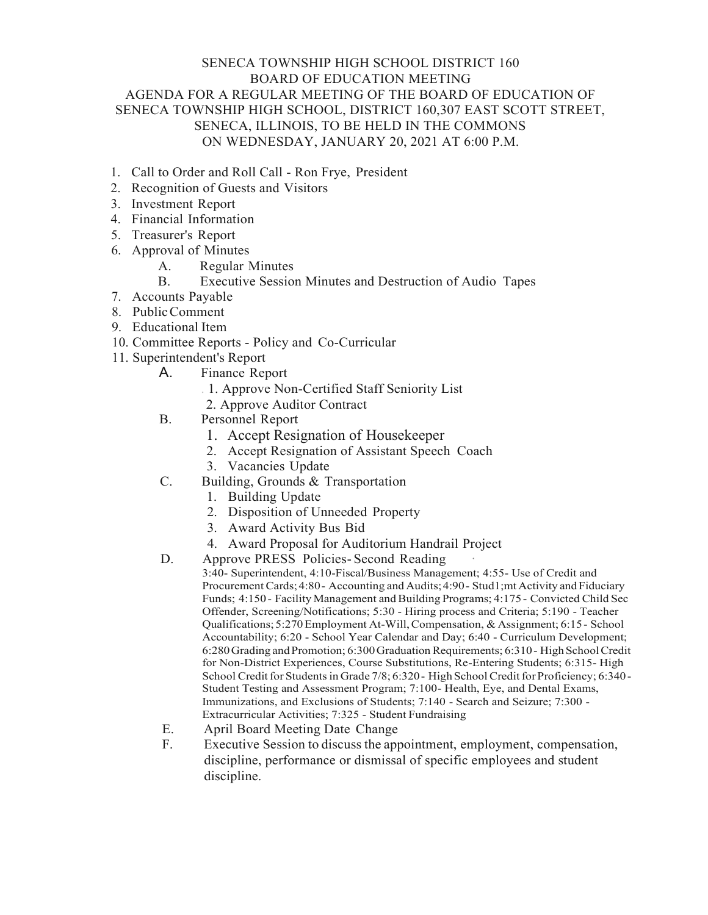SENECA TOWNSHIP HIGH SCHOOL DISTRICT 160
BOARD OF EDUCATION MEETING
AGENDA FOR A REGULAR MEETING OF THE BOARD OF EDUCATION OF SENECA TOWNSHIP HIGH SCHOOL, DISTRICT 160,307 EAST SCOTT STREET, SENECA, ILLINOIS, TO BE HELD IN THE COMMONS ON WEDNESDAY, JANUARY 20, 2021 AT 6:00 P.M.

1. Call to Order and Roll Call - Ron Frye, President
2. Recognition of Guests and Visitors
3. Investment Report
4. Financial Information
5. Treasurer's Report
6. Approval of Minutes
   - A. Regular Minutes
   - B. Executive Session Minutes and Destruction of Audio Tapes
7. Accounts Payable
8. Public Comment
9. Educational Item
10. Committee Reports - Policy and Co-Curricular
11. Superintendent's Report
    - A. Finance Report
      1. Approve Non-Certified Staff Seniority List
      2. Approve Auditor Contract
    - B. Personnel Report
      1. Accept Resignation of Housekeeper
      2. Accept Resignation of Assistant Speech Coach
      3. Vacancies Update
    - C. Building, Grounds & Transportation
      1. Building Update
      2. Disposition of Unneeded Property
      3. Award Activity Bus Bid
      4. Award Proposal for Auditorium Handrail Project
    - D. Approve PRESS Policies- Second Reading

      3:40- Superintendent, 4:10-Fiscal/Business Management; 4:55- Use of Credit and Procurement Cards; 4:80- Accounting and Audits; 4:90- Stud1;mt Activity and Fiduciary Funds; 4:150- Facility Management and Building Programs; 4:175 - Convicted Child Sec Offender, Screening/Notifications; 5:30 - Hiring process and Criteria; 5:190 - Teacher Qualifications; 5:270 Employment At-Will, Compensation, & Assignment; 6:15 - School Accountability; 6:20 - School Year Calendar and Day; 6:40 - Curriculum Development; 6:280 Grading and Promotion; 6:300 Graduation Requirements; 6:310 - High School Credit for Non-District Experiences, Course Substitutions, Re-Entering Students; 6:315- High School Credit for Students in Grade 7/8; 6:320 - High School Credit for Proficiency; 6:340 - Student Testing and Assessment Program; 7:100- Health, Eye, and Dental Exams, Immunizations, and Exclusions of Students; 7:140 - Search and Seizure; 7:300 - Extracurricular Activities; 7:325 - Student Fundraising
    - E. April Board Meeting Date Change
    - F. Executive Session to discuss the appointment, employment, compensation, discipline, performance or dismissal of specific employees and student discipline.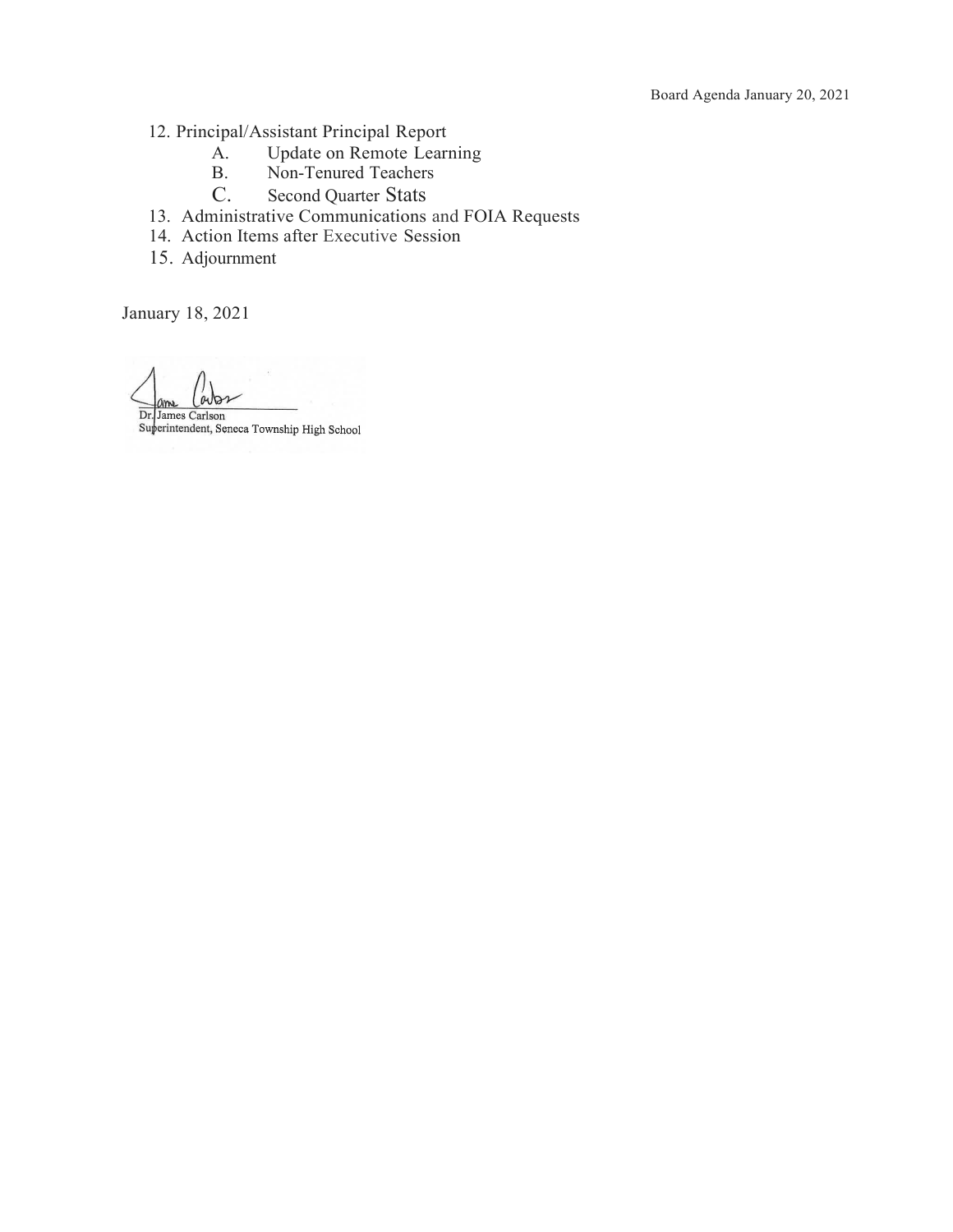12. Principal/Assistant Principal Report
    - A. Update on Remote Learning
    - B. Non-Tenured Teachers
    - C. Second Quarter Stats
13. Administrative Communications and FOIA Requests
14. Action Items after Executive Session
15. Adjournment

January 18, 2021

Dr. James Carlson
Superintendent, Seneca Township High School